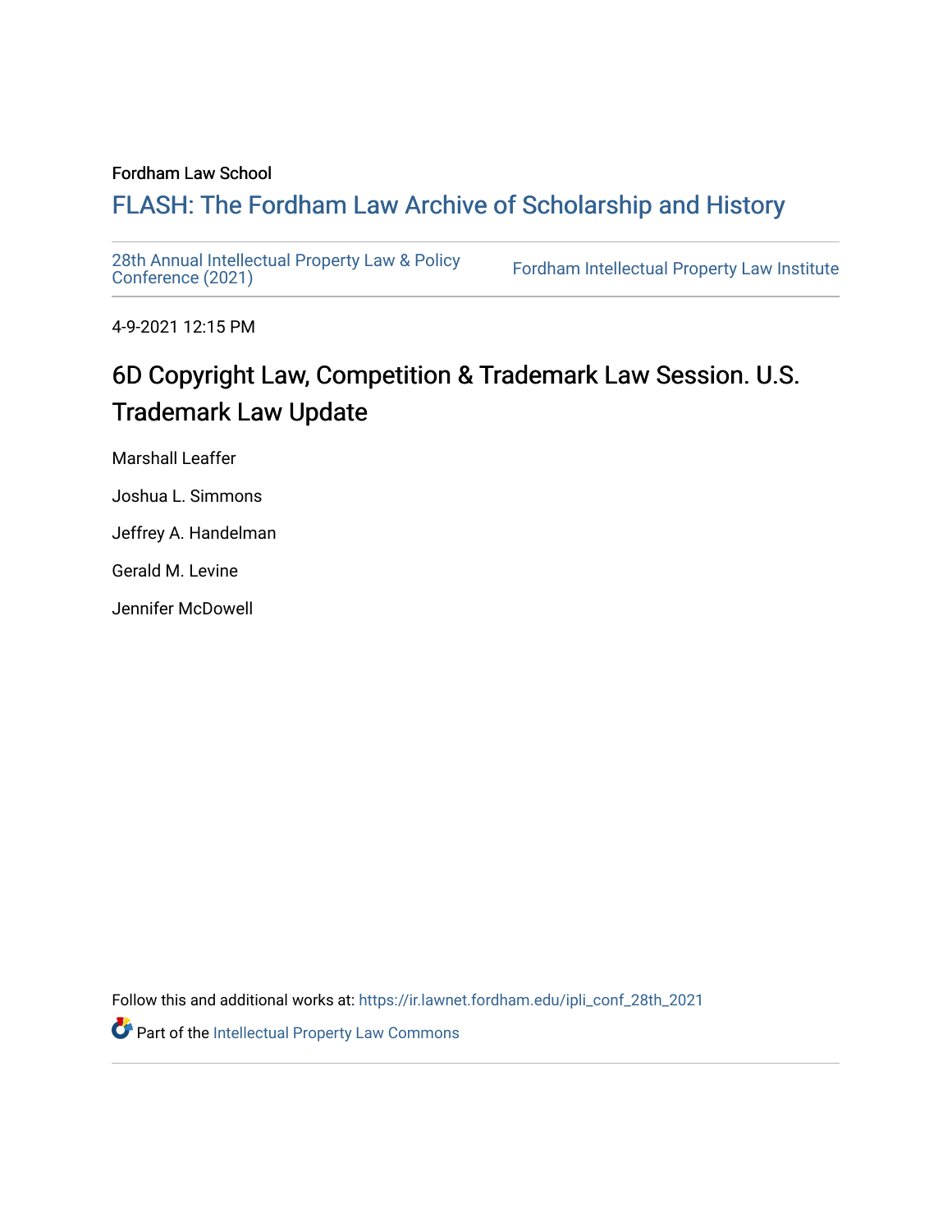Fordham Law School

# FLASH: The Fordham Law Archive of Scholarship and History

28th Annual Intellectual Property Law & Policy Conference (2021)

Fordham Intellectual Property Law Institute

4-9-2021 12:15 PM

## 6D Copyright Law, Competition & Trademark Law Session. U.S. Trademark Law Update

Marshall Leaffer

Joshua L. Simmons

Jeffrey A. Handelman

Gerald M. Levine

Jennifer McDowell

Follow this and additional works at: https://ir.lawnet.fordham.edu/ipli_conf_28th_2021

Part of the Intellectual Property Law Commons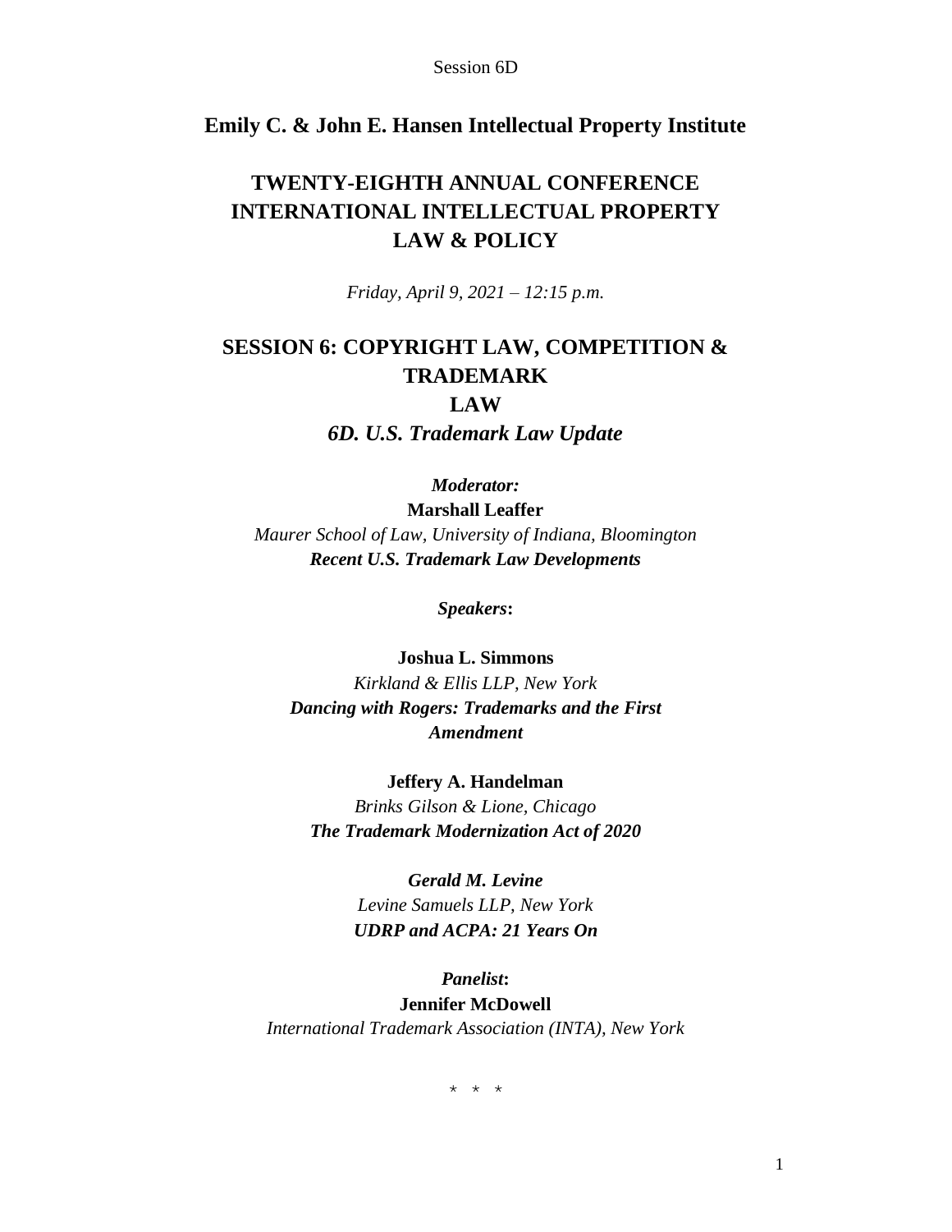Session 6D

**Emily C. & John E. Hansen Intellectual Property Institute**

# TWENTY-EIGHTH ANNUAL CONFERENCE INTERNATIONAL INTELLECTUAL PROPERTY LAW & POLICY

*Friday, April 9, 2021 – 12:15 p.m.*

## SESSION 6: COPYRIGHT LAW, COMPETITION & TRADEMARK LAW

### *6D. U.S. Trademark Law Update*

***Moderator:***

**Marshall Leaffer**

*Maurer School of Law, University of Indiana, Bloomington*

***Recent U.S. Trademark Law Developments***

***Speakers*:**

**Joshua L. Simmons**

*Kirkland & Ellis LLP, New York*

***Dancing with Rogers: Trademarks and the First Amendment***

**Jeffery A. Handelman**

*Brinks Gilson & Lione, Chicago*

***The Trademark Modernization Act of 2020***

***Gerald M. Levine***

*Levine Samuels LLP, New York*

***UDRP and ACPA: 21 Years On***

***Panelist*:**

**Jennifer McDowell**

*International Trademark Association (INTA), New York*

\* \* \*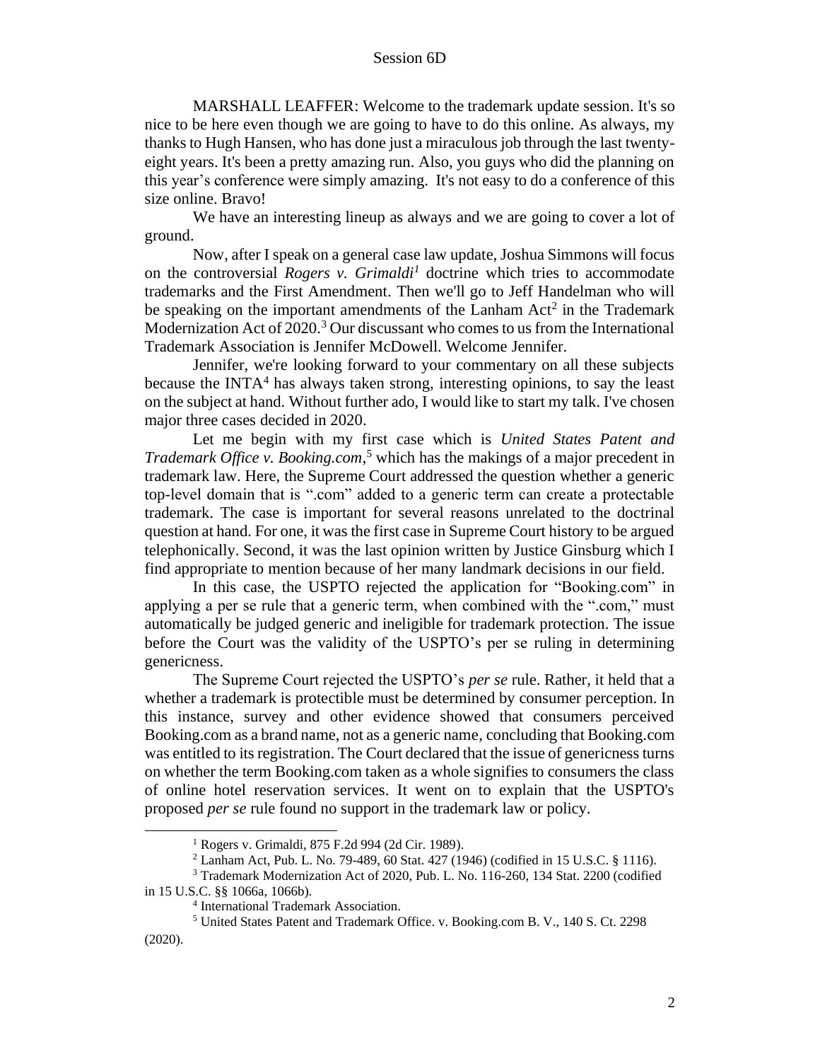MARSHALL LEAFFER: Welcome to the trademark update session. It's so nice to be here even though we are going to have to do this online. As always, my thanks to Hugh Hansen, who has done just a miraculous job through the last twenty-eight years. It's been a pretty amazing run. Also, you guys who did the planning on this year's conference were simply amazing. It's not easy to do a conference of this size online. Bravo!

We have an interesting lineup as always and we are going to cover a lot of ground.

Now, after I speak on a general case law update, Joshua Simmons will focus on the controversial *Rogers v. Grimaldi*[1] doctrine which tries to accommodate trademarks and the First Amendment. Then we'll go to Jeff Handelman who will be speaking on the important amendments of the Lanham Act[2] in the Trademark Modernization Act of 2020.[3] Our discussant who comes to us from the International Trademark Association is Jennifer McDowell. Welcome Jennifer.

Jennifer, we're looking forward to your commentary on all these subjects because the INTA[4] has always taken strong, interesting opinions, to say the least on the subject at hand. Without further ado, I would like to start my talk. I've chosen major three cases decided in 2020.

Let me begin with my first case which is *United States Patent and Trademark Office v. Booking.com*,[5] which has the makings of a major precedent in trademark law. Here, the Supreme Court addressed the question whether a generic top-level domain that is ".com" added to a generic term can create a protectable trademark. The case is important for several reasons unrelated to the doctrinal question at hand. For one, it was the first case in Supreme Court history to be argued telephonically. Second, it was the last opinion written by Justice Ginsburg which I find appropriate to mention because of her many landmark decisions in our field.

In this case, the USPTO rejected the application for "Booking.com" in applying a per se rule that a generic term, when combined with the ".com," must automatically be judged generic and ineligible for trademark protection. The issue before the Court was the validity of the USPTO's per se ruling in determining genericness.

The Supreme Court rejected the USPTO's *per se* rule. Rather, it held that a whether a trademark is protectible must be determined by consumer perception. In this instance, survey and other evidence showed that consumers perceived Booking.com as a brand name, not as a generic name, concluding that Booking.com was entitled to its registration. The Court declared that the issue of genericness turns on whether the term Booking.com taken as a whole signifies to consumers the class of online hotel reservation services. It went on to explain that the USPTO's proposed *per se* rule found no support in the trademark law or policy.

---

[1] Rogers v. Grimaldi, 875 F.2d 994 (2d Cir. 1989).

[2] Lanham Act, Pub. L. No. 79-489, 60 Stat. 427 (1946) (codified in 15 U.S.C. § 1116).

[3] Trademark Modernization Act of 2020, Pub. L. No. 116-260, 134 Stat. 2200 (codified in 15 U.S.C. §§ 1066a, 1066b).

[4] International Trademark Association.

[5] United States Patent and Trademark Office. v. Booking.com B. V., 140 S. Ct. 2298 (2020).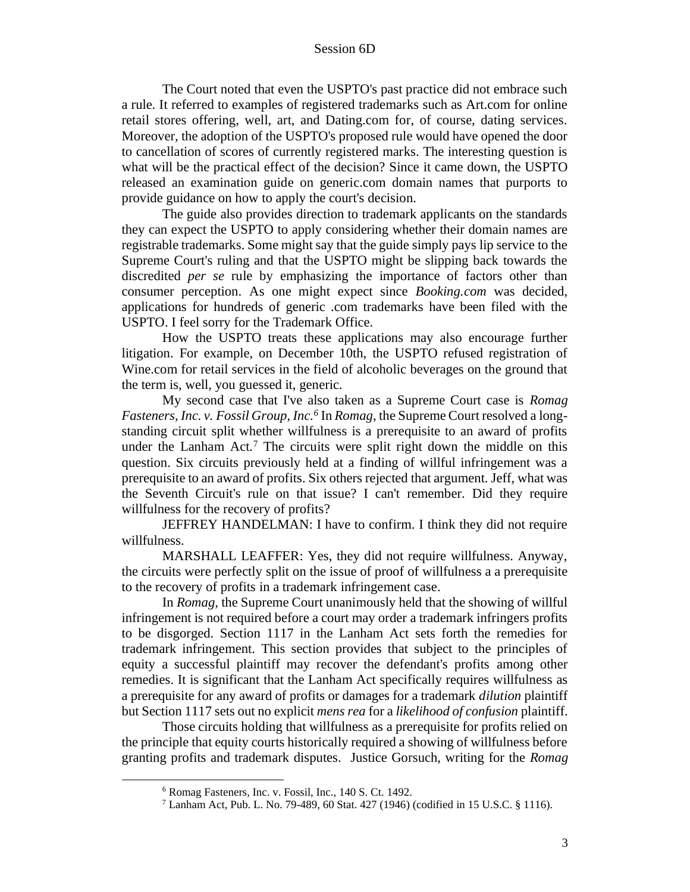The Court noted that even the USPTO's past practice did not embrace such a rule. It referred to examples of registered trademarks such as Art.com for online retail stores offering, well, art, and Dating.com for, of course, dating services. Moreover, the adoption of the USPTO's proposed rule would have opened the door to cancellation of scores of currently registered marks. The interesting question is what will be the practical effect of the decision? Since it came down, the USPTO released an examination guide on generic.com domain names that purports to provide guidance on how to apply the court's decision.

The guide also provides direction to trademark applicants on the standards they can expect the USPTO to apply considering whether their domain names are registrable trademarks. Some might say that the guide simply pays lip service to the Supreme Court's ruling and that the USPTO might be slipping back towards the discredited *per se* rule by emphasizing the importance of factors other than consumer perception. As one might expect since *Booking.com* was decided, applications for hundreds of generic .com trademarks have been filed with the USPTO. I feel sorry for the Trademark Office.

How the USPTO treats these applications may also encourage further litigation. For example, on December 10th, the USPTO refused registration of Wine.com for retail services in the field of alcoholic beverages on the ground that the term is, well, you guessed it, generic.

My second case that I've also taken as a Supreme Court case is *Romag Fasteners, Inc. v. Fossil Group, Inc.*[6] In *Romag*, the Supreme Court resolved a long-standing circuit split whether willfulness is a prerequisite to an award of profits under the Lanham Act.[7] The circuits were split right down the middle on this question. Six circuits previously held at a finding of willful infringement was a prerequisite to an award of profits. Six others rejected that argument. Jeff, what was the Seventh Circuit's rule on that issue? I can't remember. Did they require willfulness for the recovery of profits?

JEFFREY HANDELMAN: I have to confirm. I think they did not require willfulness.

MARSHALL LEAFFER: Yes, they did not require willfulness. Anyway, the circuits were perfectly split on the issue of proof of willfulness a a prerequisite to the recovery of profits in a trademark infringement case.

In *Romag*, the Supreme Court unanimously held that the showing of willful infringement is not required before a court may order a trademark infringers profits to be disgorged. Section 1117 in the Lanham Act sets forth the remedies for trademark infringement. This section provides that subject to the principles of equity a successful plaintiff may recover the defendant's profits among other remedies. It is significant that the Lanham Act specifically requires willfulness as a prerequisite for any award of profits or damages for a trademark *dilution* plaintiff but Section 1117 sets out no explicit *mens rea* for a *likelihood of confusion* plaintiff.

Those circuits holding that willfulness as a prerequisite for profits relied on the principle that equity courts historically required a showing of willfulness before granting profits and trademark disputes. Justice Gorsuch, writing for the *Romag*

[6] Romag Fasteners, Inc. v. Fossil, Inc., 140 S. Ct. 1492.

[7] Lanham Act, Pub. L. No. 79-489, 60 Stat. 427 (1946) (codified in 15 U.S.C. § 1116).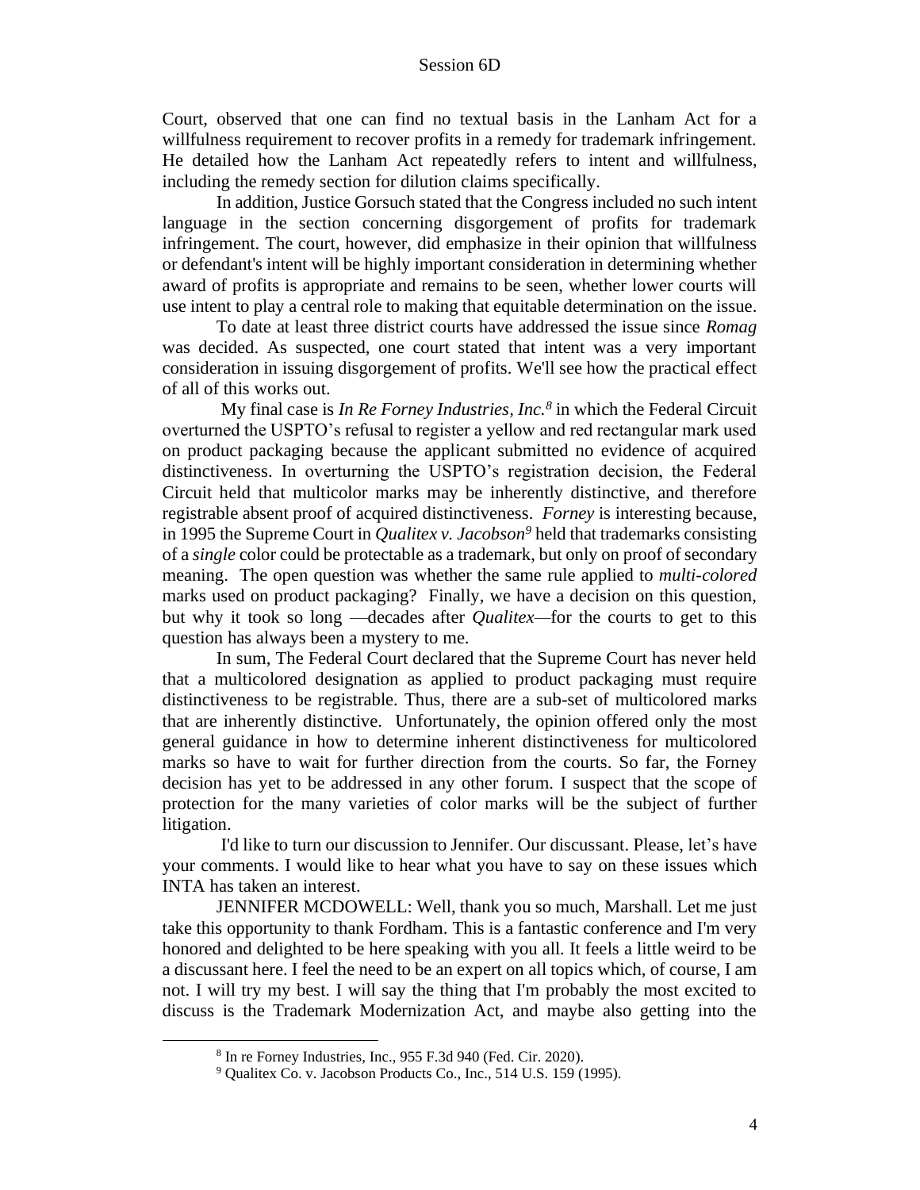Court, observed that one can find no textual basis in the Lanham Act for a willfulness requirement to recover profits in a remedy for trademark infringement. He detailed how the Lanham Act repeatedly refers to intent and willfulness, including the remedy section for dilution claims specifically.

In addition, Justice Gorsuch stated that the Congress included no such intent language in the section concerning disgorgement of profits for trademark infringement. The court, however, did emphasize in their opinion that willfulness or defendant's intent will be highly important consideration in determining whether award of profits is appropriate and remains to be seen, whether lower courts will use intent to play a central role to making that equitable determination on the issue.

To date at least three district courts have addressed the issue since *Romag* was decided. As suspected, one court stated that intent was a very important consideration in issuing disgorgement of profits. We'll see how the practical effect of all of this works out.

My final case is *In Re Forney Industries, Inc.*[8] in which the Federal Circuit overturned the USPTO's refusal to register a yellow and red rectangular mark used on product packaging because the applicant submitted no evidence of acquired distinctiveness. In overturning the USPTO's registration decision, the Federal Circuit held that multicolor marks may be inherently distinctive, and therefore registrable absent proof of acquired distinctiveness. *Forney* is interesting because, in 1995 the Supreme Court in *Qualitex v. Jacobson*[9] held that trademarks consisting of a *single* color could be protectable as a trademark, but only on proof of secondary meaning. The open question was whether the same rule applied to *multi-colored* marks used on product packaging? Finally, we have a decision on this question, but why it took so long —decades after *Qualitex*—for the courts to get to this question has always been a mystery to me.

In sum, The Federal Court declared that the Supreme Court has never held that a multicolored designation as applied to product packaging must require distinctiveness to be registrable. Thus, there are a sub-set of multicolored marks that are inherently distinctive. Unfortunately, the opinion offered only the most general guidance in how to determine inherent distinctiveness for multicolored marks so have to wait for further direction from the courts. So far, the Forney decision has yet to be addressed in any other forum. I suspect that the scope of protection for the many varieties of color marks will be the subject of further litigation.

I'd like to turn our discussion to Jennifer. Our discussant. Please, let's have your comments. I would like to hear what you have to say on these issues which INTA has taken an interest.

JENNIFER MCDOWELL: Well, thank you so much, Marshall. Let me just take this opportunity to thank Fordham. This is a fantastic conference and I'm very honored and delighted to be here speaking with you all. It feels a little weird to be a discussant here. I feel the need to be an expert on all topics which, of course, I am not. I will try my best. I will say the thing that I'm probably the most excited to discuss is the Trademark Modernization Act, and maybe also getting into the

---

[8] In re Forney Industries, Inc., 955 F.3d 940 (Fed. Cir. 2020).

[9] Qualitex Co. v. Jacobson Products Co., Inc., 514 U.S. 159 (1995).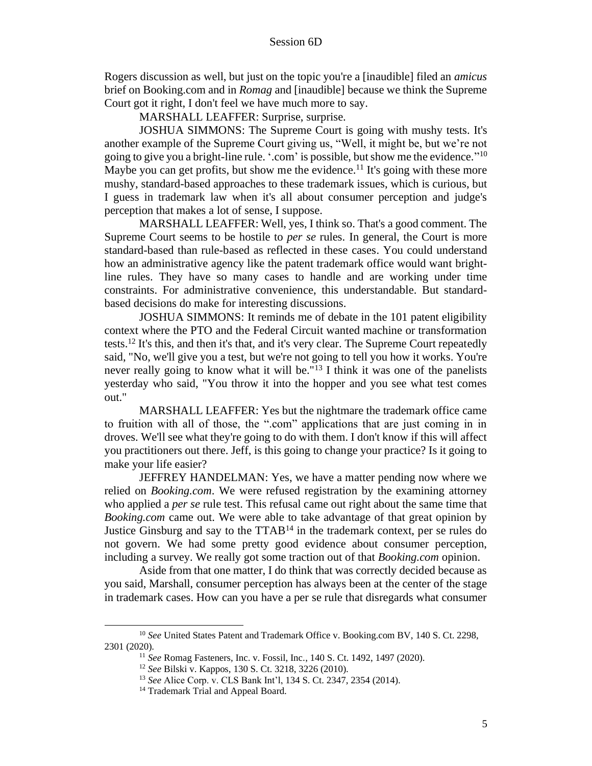Rogers discussion as well, but just on the topic you're a [inaudible] filed an *amicus* brief on Booking.com and in *Romag* and [inaudible] because we think the Supreme Court got it right, I don't feel we have much more to say.

MARSHALL LEAFFER: Surprise, surprise.

JOSHUA SIMMONS: The Supreme Court is going with mushy tests. It's another example of the Supreme Court giving us, "Well, it might be, but we're not going to give you a bright-line rule. '.com' is possible, but show me the evidence."[10] Maybe you can get profits, but show me the evidence.[11] It's going with these more mushy, standard-based approaches to these trademark issues, which is curious, but I guess in trademark law when it's all about consumer perception and judge's perception that makes a lot of sense, I suppose.

MARSHALL LEAFFER: Well, yes, I think so. That's a good comment. The Supreme Court seems to be hostile to *per se* rules. In general, the Court is more standard-based than rule-based as reflected in these cases. You could understand how an administrative agency like the patent trademark office would want bright-line rules. They have so many cases to handle and are working under time constraints. For administrative convenience, this understandable. But standard-based decisions do make for interesting discussions.

JOSHUA SIMMONS: It reminds me of debate in the 101 patent eligibility context where the PTO and the Federal Circuit wanted machine or transformation tests.[12] It's this, and then it's that, and it's very clear. The Supreme Court repeatedly said, "No, we'll give you a test, but we're not going to tell you how it works. You're never really going to know what it will be."[13] I think it was one of the panelists yesterday who said, "You throw it into the hopper and you see what test comes out."

MARSHALL LEAFFER: Yes but the nightmare the trademark office came to fruition with all of those, the ".com" applications that are just coming in in droves. We'll see what they're going to do with them. I don't know if this will affect you practitioners out there. Jeff, is this going to change your practice? Is it going to make your life easier?

JEFFREY HANDELMAN: Yes, we have a matter pending now where we relied on *Booking.com*. We were refused registration by the examining attorney who applied a *per se* rule test. This refusal came out right about the same time that *Booking.com* came out. We were able to take advantage of that great opinion by Justice Ginsburg and say to the TTAB[14] in the trademark context, per se rules do not govern. We had some pretty good evidence about consumer perception, including a survey. We really got some traction out of that *Booking.com* opinion.

Aside from that one matter, I do think that was correctly decided because as you said, Marshall, consumer perception has always been at the center of the stage in trademark cases. How can you have a per se rule that disregards what consumer

---

[10] *See* United States Patent and Trademark Office v. Booking.com BV, 140 S. Ct. 2298, 2301 (2020).

[11] *See* Romag Fasteners, Inc. v. Fossil, Inc., 140 S. Ct. 1492, 1497 (2020).

[12] *See* Bilski v. Kappos, 130 S. Ct. 3218, 3226 (2010).

[13] *See* Alice Corp. v. CLS Bank Int'l, 134 S. Ct. 2347, 2354 (2014).

[14] Trademark Trial and Appeal Board.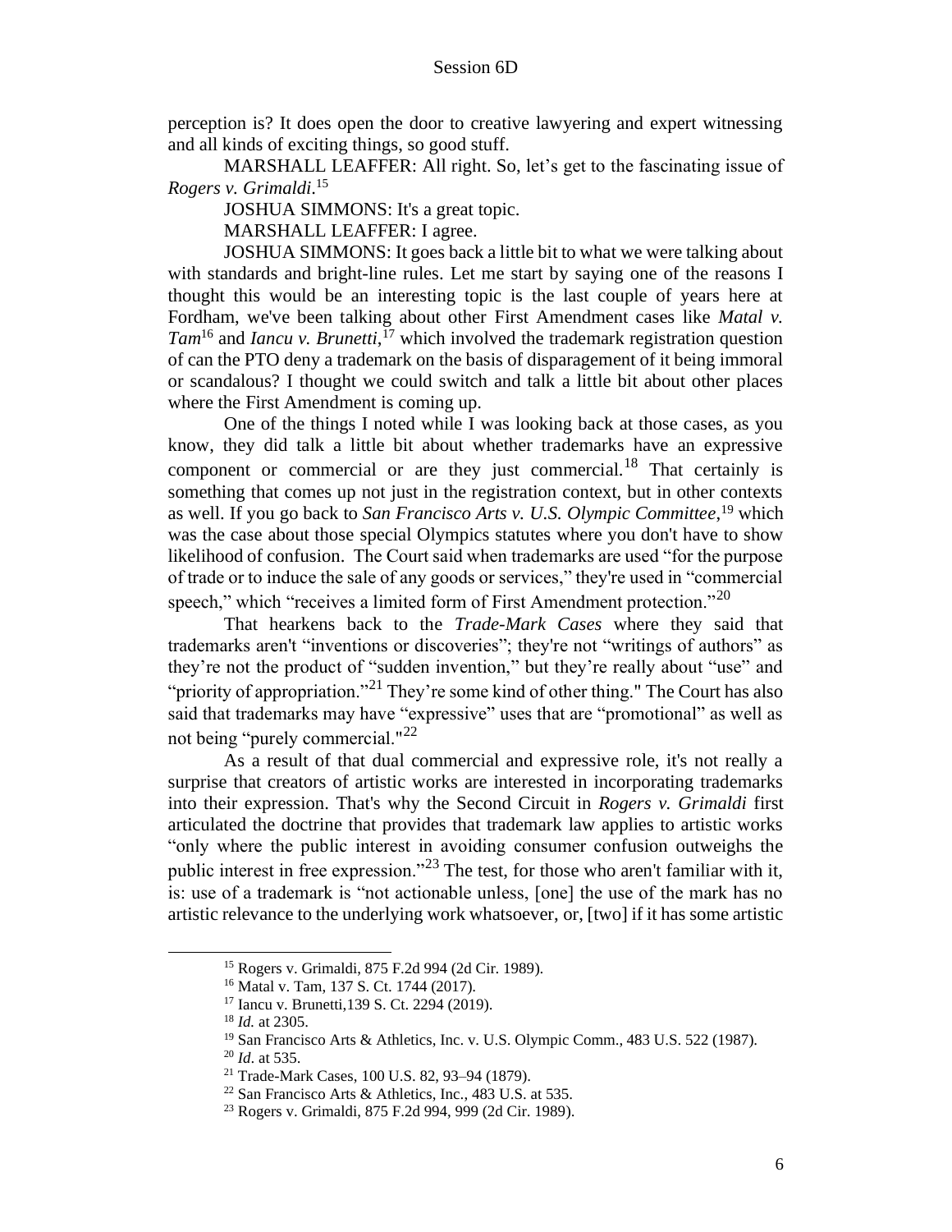perception is? It does open the door to creative lawyering and expert witnessing and all kinds of exciting things, so good stuff.

MARSHALL LEAFFER: All right. So, let's get to the fascinating issue of *Rogers v. Grimaldi*.[15]

JOSHUA SIMMONS: It's a great topic.

MARSHALL LEAFFER: I agree.

JOSHUA SIMMONS: It goes back a little bit to what we were talking about with standards and bright-line rules. Let me start by saying one of the reasons I thought this would be an interesting topic is the last couple of years here at Fordham, we've been talking about other First Amendment cases like *Matal v. Tam*[16] and *Iancu v. Brunetti*,[17] which involved the trademark registration question of can the PTO deny a trademark on the basis of disparagement of it being immoral or scandalous? I thought we could switch and talk a little bit about other places where the First Amendment is coming up.

One of the things I noted while I was looking back at those cases, as you know, they did talk a little bit about whether trademarks have an expressive component or commercial or are they just commercial.[18] That certainly is something that comes up not just in the registration context, but in other contexts as well. If you go back to *San Francisco Arts v. U.S. Olympic Committee*,[19] which was the case about those special Olympics statutes where you don't have to show likelihood of confusion. The Court said when trademarks are used "for the purpose of trade or to induce the sale of any goods or services," they're used in "commercial speech," which "receives a limited form of First Amendment protection."[20]

That hearkens back to the *Trade-Mark Cases* where they said that trademarks aren't "inventions or discoveries"; they're not "writings of authors" as they're not the product of "sudden invention," but they're really about "use" and "priority of appropriation."[21] They're some kind of other thing." The Court has also said that trademarks may have "expressive" uses that are "promotional" as well as not being "purely commercial."[22]

As a result of that dual commercial and expressive role, it's not really a surprise that creators of artistic works are interested in incorporating trademarks into their expression. That's why the Second Circuit in *Rogers v. Grimaldi* first articulated the doctrine that provides that trademark law applies to artistic works "only where the public interest in avoiding consumer confusion outweighs the public interest in free expression."[23] The test, for those who aren't familiar with it, is: use of a trademark is "not actionable unless, [one] the use of the mark has no artistic relevance to the underlying work whatsoever, or, [two] if it has some artistic

---

[15] Rogers v. Grimaldi, 875 F.2d 994 (2d Cir. 1989).

[16] Matal v. Tam, 137 S. Ct. 1744 (2017).

[17] Iancu v. Brunetti,139 S. Ct. 2294 (2019).

[18] *Id.* at 2305.

[19] San Francisco Arts & Athletics, Inc. v. U.S. Olympic Comm., 483 U.S. 522 (1987).

[20] *Id*. at 535.

[21] Trade-Mark Cases, 100 U.S. 82, 93–94 (1879).

[22] San Francisco Arts & Athletics, Inc., 483 U.S. at 535.

[23] Rogers v. Grimaldi, 875 F.2d 994, 999 (2d Cir. 1989).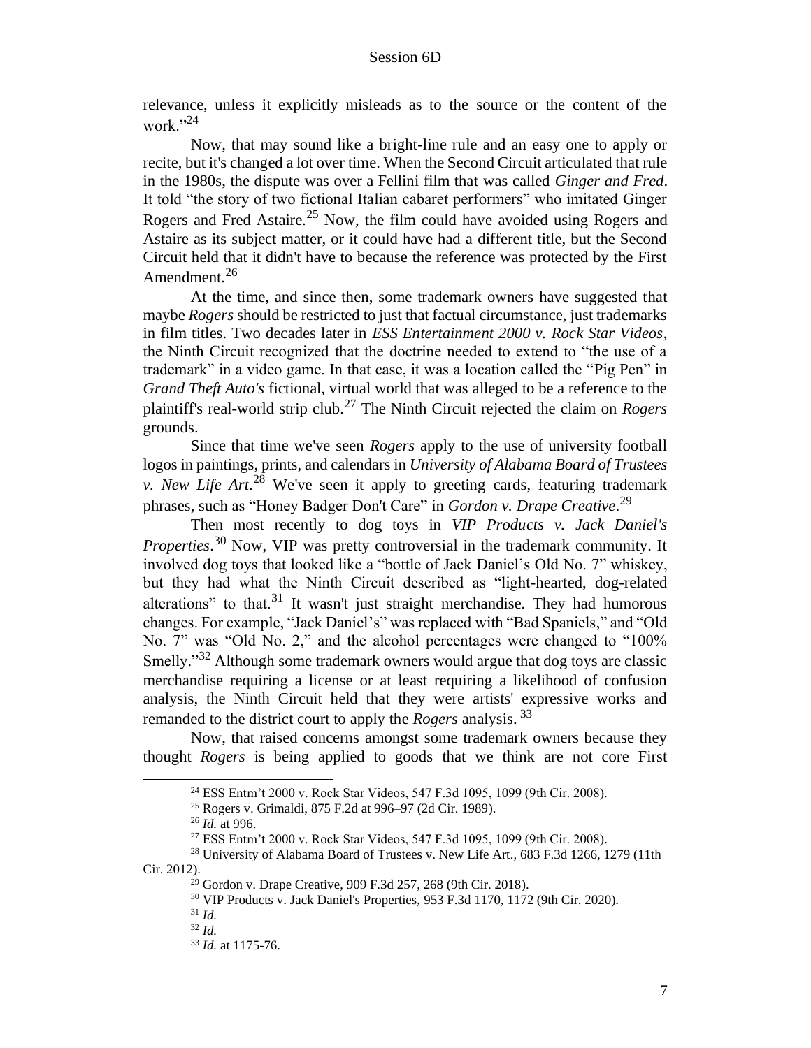relevance, unless it explicitly misleads as to the source or the content of the work."[24]

Now, that may sound like a bright-line rule and an easy one to apply or recite, but it's changed a lot over time. When the Second Circuit articulated that rule in the 1980s, the dispute was over a Fellini film that was called *Ginger and Fred*. It told "the story of two fictional Italian cabaret performers" who imitated Ginger Rogers and Fred Astaire.[25] Now, the film could have avoided using Rogers and Astaire as its subject matter, or it could have had a different title, but the Second Circuit held that it didn't have to because the reference was protected by the First Amendment.[26]

At the time, and since then, some trademark owners have suggested that maybe *Rogers* should be restricted to just that factual circumstance, just trademarks in film titles. Two decades later in *ESS Entertainment 2000 v. Rock Star Videos*, the Ninth Circuit recognized that the doctrine needed to extend to "the use of a trademark" in a video game. In that case, it was a location called the "Pig Pen" in *Grand Theft Auto's* fictional, virtual world that was alleged to be a reference to the plaintiff's real-world strip club.[27] The Ninth Circuit rejected the claim on *Rogers* grounds.

Since that time we've seen *Rogers* apply to the use of university football logos in paintings, prints, and calendars in *University of Alabama Board of Trustees v. New Life Art*.[28] We've seen it apply to greeting cards, featuring trademark phrases, such as "Honey Badger Don't Care" in *Gordon v. Drape Creative*.[29]

Then most recently to dog toys in *VIP Products v. Jack Daniel's Properties*.[30] Now, VIP was pretty controversial in the trademark community. It involved dog toys that looked like a "bottle of Jack Daniel's Old No. 7" whiskey, but they had what the Ninth Circuit described as "light-hearted, dog-related alterations" to that.[31] It wasn't just straight merchandise. They had humorous changes. For example, "Jack Daniel's" was replaced with "Bad Spaniels," and "Old No. 7" was "Old No. 2," and the alcohol percentages were changed to "100% Smelly."[32] Although some trademark owners would argue that dog toys are classic merchandise requiring a license or at least requiring a likelihood of confusion analysis, the Ninth Circuit held that they were artists' expressive works and remanded to the district court to apply the *Rogers* analysis.[33]

Now, that raised concerns amongst some trademark owners because they thought *Rogers* is being applied to goods that we think are not core First

---

[24] ESS Entm't 2000 v. Rock Star Videos, 547 F.3d 1095, 1099 (9th Cir. 2008).

[25] Rogers v. Grimaldi, 875 F.2d at 996–97 (2d Cir. 1989).

[26] *Id.* at 996.

[27] ESS Entm't 2000 v. Rock Star Videos, 547 F.3d 1095, 1099 (9th Cir. 2008).

[28] University of Alabama Board of Trustees v. New Life Art., 683 F.3d 1266, 1279 (11th Cir. 2012).

[29] Gordon v. Drape Creative, 909 F.3d 257, 268 (9th Cir. 2018).

[30] VIP Products v. Jack Daniel's Properties, 953 F.3d 1170, 1172 (9th Cir. 2020).

[31] *Id.*

[32] *Id.*

[33] *Id.* at 1175-76.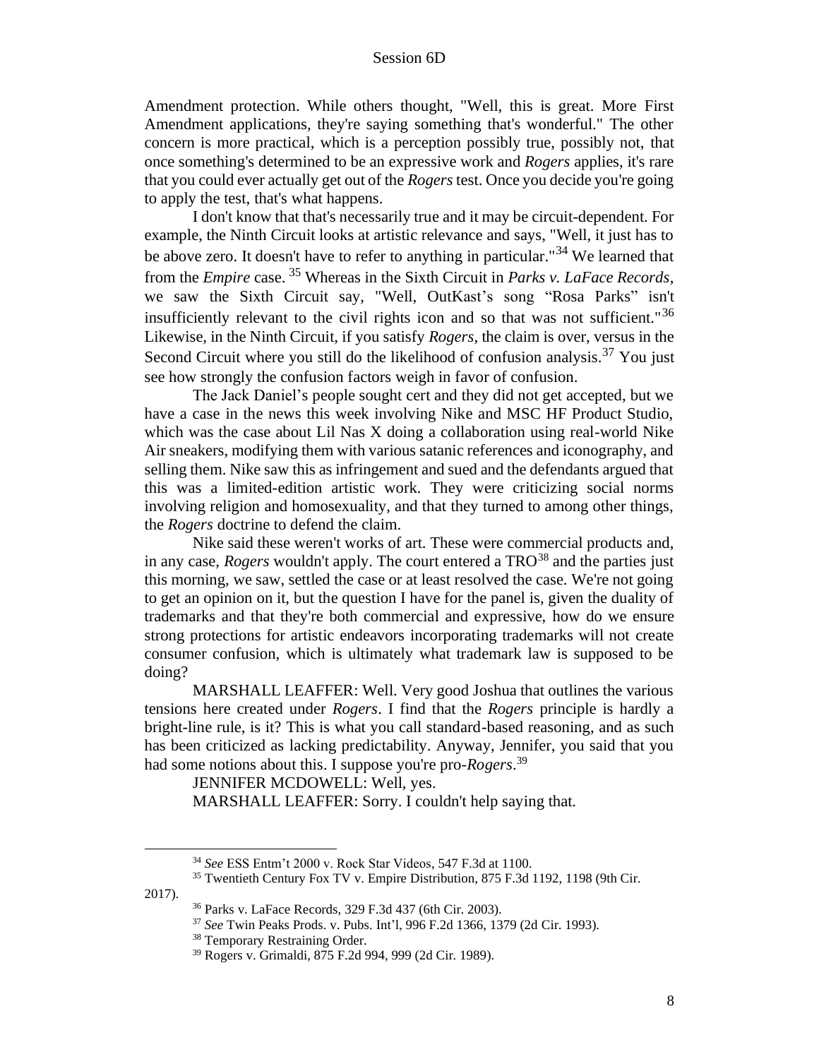Amendment protection. While others thought, "Well, this is great. More First Amendment applications, they're saying something that's wonderful." The other concern is more practical, which is a perception possibly true, possibly not, that once something's determined to be an expressive work and *Rogers* applies, it's rare that you could ever actually get out of the *Rogers* test. Once you decide you're going to apply the test, that's what happens.

I don't know that that's necessarily true and it may be circuit-dependent. For example, the Ninth Circuit looks at artistic relevance and says, "Well, it just has to be above zero. It doesn't have to refer to anything in particular."[34] We learned that from the *Empire* case. [35] Whereas in the Sixth Circuit in *Parks v. LaFace Records*, we saw the Sixth Circuit say, "Well, OutKast's song "Rosa Parks" isn't insufficiently relevant to the civil rights icon and so that was not sufficient."[36] Likewise, in the Ninth Circuit, if you satisfy *Rogers*, the claim is over, versus in the Second Circuit where you still do the likelihood of confusion analysis.[37] You just see how strongly the confusion factors weigh in favor of confusion.

The Jack Daniel's people sought cert and they did not get accepted, but we have a case in the news this week involving Nike and MSC HF Product Studio, which was the case about Lil Nas X doing a collaboration using real-world Nike Air sneakers, modifying them with various satanic references and iconography, and selling them. Nike saw this as infringement and sued and the defendants argued that this was a limited-edition artistic work. They were criticizing social norms involving religion and homosexuality, and that they turned to among other things, the *Rogers* doctrine to defend the claim.

Nike said these weren't works of art. These were commercial products and, in any case, *Rogers* wouldn't apply. The court entered a TRO[38] and the parties just this morning, we saw, settled the case or at least resolved the case. We're not going to get an opinion on it, but the question I have for the panel is, given the duality of trademarks and that they're both commercial and expressive, how do we ensure strong protections for artistic endeavors incorporating trademarks will not create consumer confusion, which is ultimately what trademark law is supposed to be doing?

MARSHALL LEAFFER: Well. Very good Joshua that outlines the various tensions here created under *Rogers*. I find that the *Rogers* principle is hardly a bright-line rule, is it? This is what you call standard-based reasoning, and as such has been criticized as lacking predictability. Anyway, Jennifer, you said that you had some notions about this. I suppose you're pro-*Rogers*.[39]

JENNIFER MCDOWELL: Well, yes.

MARSHALL LEAFFER: Sorry. I couldn't help saying that.

---

[34] *See* ESS Entm't 2000 v. Rock Star Videos, 547 F.3d at 1100.

[35] Twentieth Century Fox TV v. Empire Distribution, 875 F.3d 1192, 1198 (9th Cir. 2017).

[36] Parks v. LaFace Records, 329 F.3d 437 (6th Cir. 2003).

[37] *See* Twin Peaks Prods. v. Pubs. Int'l, 996 F.2d 1366, 1379 (2d Cir. 1993).

[38] Temporary Restraining Order.

[39] Rogers v. Grimaldi, 875 F.2d 994, 999 (2d Cir. 1989).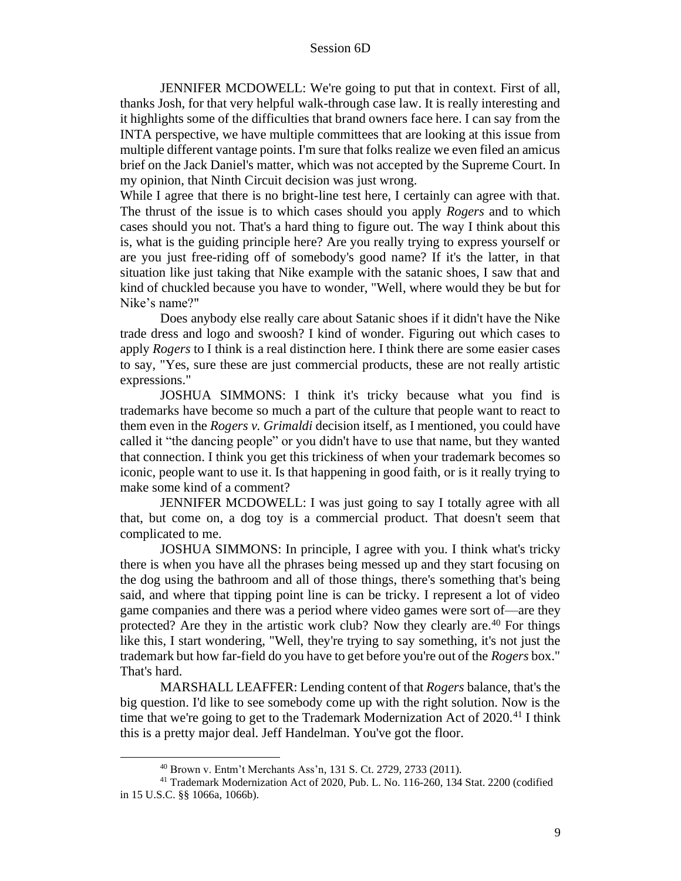JENNIFER MCDOWELL: We're going to put that in context. First of all, thanks Josh, for that very helpful walk-through case law. It is really interesting and it highlights some of the difficulties that brand owners face here. I can say from the INTA perspective, we have multiple committees that are looking at this issue from multiple different vantage points. I'm sure that folks realize we even filed an amicus brief on the Jack Daniel's matter, which was not accepted by the Supreme Court. In my opinion, that Ninth Circuit decision was just wrong.

While I agree that there is no bright-line test here, I certainly can agree with that. The thrust of the issue is to which cases should you apply *Rogers* and to which cases should you not. That's a hard thing to figure out. The way I think about this is, what is the guiding principle here? Are you really trying to express yourself or are you just free-riding off of somebody's good name? If it's the latter, in that situation like just taking that Nike example with the satanic shoes, I saw that and kind of chuckled because you have to wonder, "Well, where would they be but for Nike's name?"

Does anybody else really care about Satanic shoes if it didn't have the Nike trade dress and logo and swoosh? I kind of wonder. Figuring out which cases to apply *Rogers* to I think is a real distinction here. I think there are some easier cases to say, "Yes, sure these are just commercial products, these are not really artistic expressions."

JOSHUA SIMMONS: I think it's tricky because what you find is trademarks have become so much a part of the culture that people want to react to them even in the *Rogers v. Grimaldi* decision itself, as I mentioned, you could have called it "the dancing people" or you didn't have to use that name, but they wanted that connection. I think you get this trickiness of when your trademark becomes so iconic, people want to use it. Is that happening in good faith, or is it really trying to make some kind of a comment?

JENNIFER MCDOWELL: I was just going to say I totally agree with all that, but come on, a dog toy is a commercial product. That doesn't seem that complicated to me.

JOSHUA SIMMONS: In principle, I agree with you. I think what's tricky there is when you have all the phrases being messed up and they start focusing on the dog using the bathroom and all of those things, there's something that's being said, and where that tipping point line is can be tricky. I represent a lot of video game companies and there was a period where video games were sort of—are they protected? Are they in the artistic work club? Now they clearly are.[40] For things like this, I start wondering, "Well, they're trying to say something, it's not just the trademark but how far-field do you have to get before you're out of the *Rogers* box." That's hard.

MARSHALL LEAFFER: Lending content of that *Rogers* balance, that's the big question. I'd like to see somebody come up with the right solution. Now is the time that we're going to get to the Trademark Modernization Act of 2020.[41] I think this is a pretty major deal. Jeff Handelman. You've got the floor.

---

[40] Brown v. Entm't Merchants Ass'n, 131 S. Ct. 2729, 2733 (2011).

[41] Trademark Modernization Act of 2020, Pub. L. No. 116-260, 134 Stat. 2200 (codified in 15 U.S.C. §§ 1066a, 1066b).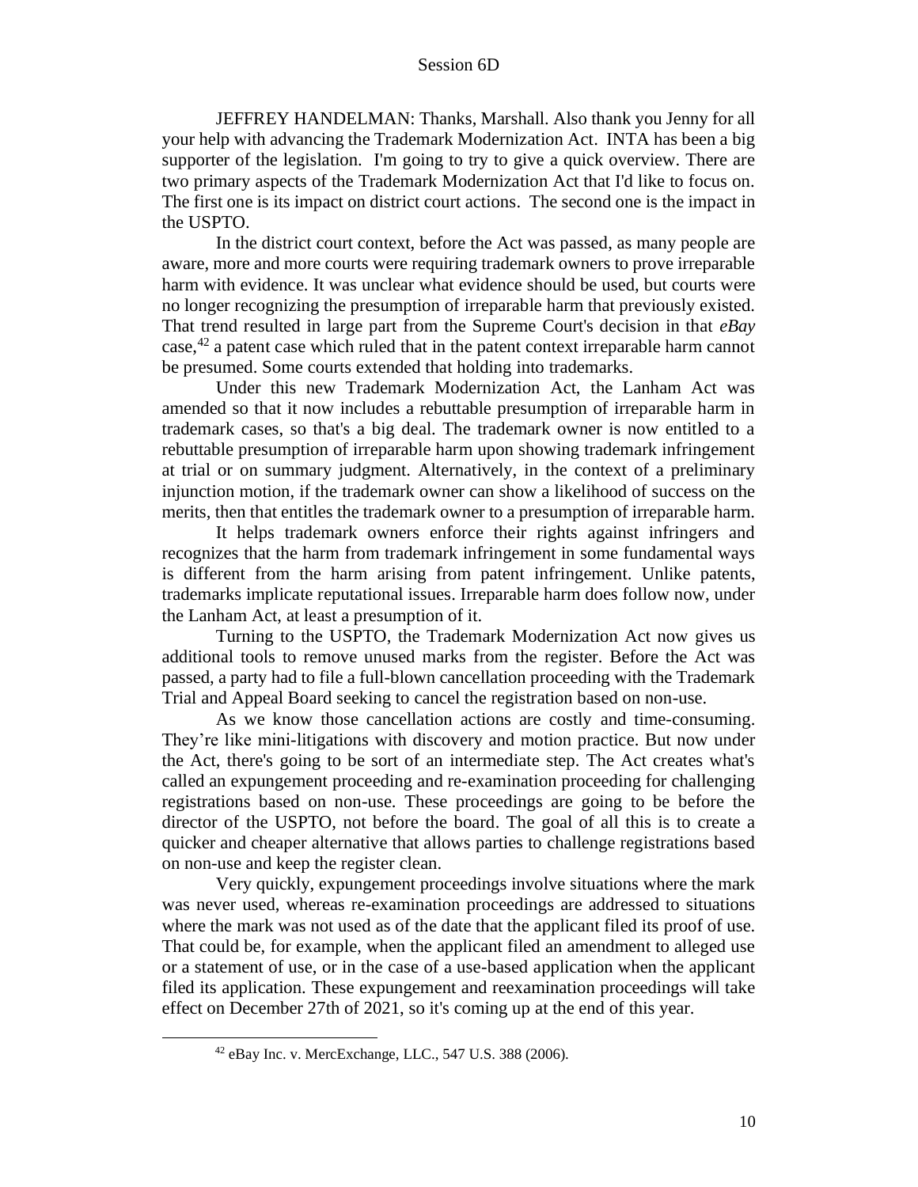JEFFREY HANDELMAN: Thanks, Marshall. Also thank you Jenny for all your help with advancing the Trademark Modernization Act. INTA has been a big supporter of the legislation. I'm going to try to give a quick overview. There are two primary aspects of the Trademark Modernization Act that I'd like to focus on. The first one is its impact on district court actions. The second one is the impact in the USPTO.

In the district court context, before the Act was passed, as many people are aware, more and more courts were requiring trademark owners to prove irreparable harm with evidence. It was unclear what evidence should be used, but courts were no longer recognizing the presumption of irreparable harm that previously existed. That trend resulted in large part from the Supreme Court's decision in that *eBay* case,[42] a patent case which ruled that in the patent context irreparable harm cannot be presumed. Some courts extended that holding into trademarks.

Under this new Trademark Modernization Act, the Lanham Act was amended so that it now includes a rebuttable presumption of irreparable harm in trademark cases, so that's a big deal. The trademark owner is now entitled to a rebuttable presumption of irreparable harm upon showing trademark infringement at trial or on summary judgment. Alternatively, in the context of a preliminary injunction motion, if the trademark owner can show a likelihood of success on the merits, then that entitles the trademark owner to a presumption of irreparable harm.

It helps trademark owners enforce their rights against infringers and recognizes that the harm from trademark infringement in some fundamental ways is different from the harm arising from patent infringement. Unlike patents, trademarks implicate reputational issues. Irreparable harm does follow now, under the Lanham Act, at least a presumption of it.

Turning to the USPTO, the Trademark Modernization Act now gives us additional tools to remove unused marks from the register. Before the Act was passed, a party had to file a full-blown cancellation proceeding with the Trademark Trial and Appeal Board seeking to cancel the registration based on non-use.

As we know those cancellation actions are costly and time-consuming. They're like mini-litigations with discovery and motion practice. But now under the Act, there's going to be sort of an intermediate step. The Act creates what's called an expungement proceeding and re-examination proceeding for challenging registrations based on non-use. These proceedings are going to be before the director of the USPTO, not before the board. The goal of all this is to create a quicker and cheaper alternative that allows parties to challenge registrations based on non-use and keep the register clean.

Very quickly, expungement proceedings involve situations where the mark was never used, whereas re-examination proceedings are addressed to situations where the mark was not used as of the date that the applicant filed its proof of use. That could be, for example, when the applicant filed an amendment to alleged use or a statement of use, or in the case of a use-based application when the applicant filed its application. These expungement and reexamination proceedings will take effect on December 27th of 2021, so it's coming up at the end of this year.

---

[42] eBay Inc. v. MercExchange, LLC., 547 U.S. 388 (2006).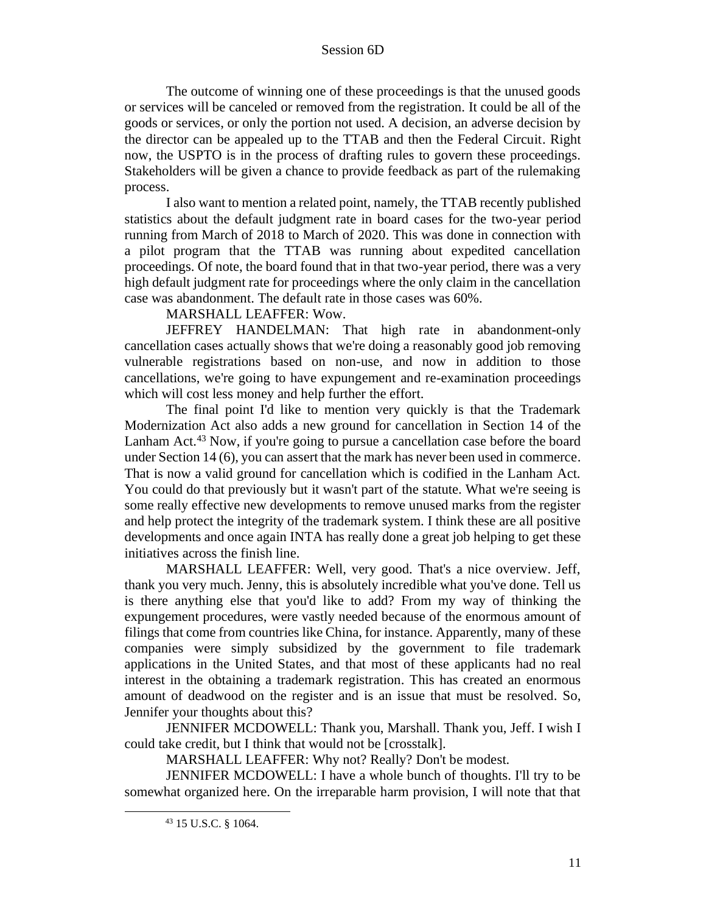The outcome of winning one of these proceedings is that the unused goods or services will be canceled or removed from the registration. It could be all of the goods or services, or only the portion not used. A decision, an adverse decision by the director can be appealed up to the TTAB and then the Federal Circuit. Right now, the USPTO is in the process of drafting rules to govern these proceedings. Stakeholders will be given a chance to provide feedback as part of the rulemaking process.

I also want to mention a related point, namely, the TTAB recently published statistics about the default judgment rate in board cases for the two-year period running from March of 2018 to March of 2020. This was done in connection with a pilot program that the TTAB was running about expedited cancellation proceedings. Of note, the board found that in that two-year period, there was a very high default judgment rate for proceedings where the only claim in the cancellation case was abandonment. The default rate in those cases was 60%.

MARSHALL LEAFFER: Wow.

JEFFREY HANDELMAN: That high rate in abandonment-only cancellation cases actually shows that we're doing a reasonably good job removing vulnerable registrations based on non-use, and now in addition to those cancellations, we're going to have expungement and re-examination proceedings which will cost less money and help further the effort.

The final point I'd like to mention very quickly is that the Trademark Modernization Act also adds a new ground for cancellation in Section 14 of the Lanham Act.[43] Now, if you're going to pursue a cancellation case before the board under Section 14 (6), you can assert that the mark has never been used in commerce. That is now a valid ground for cancellation which is codified in the Lanham Act. You could do that previously but it wasn't part of the statute. What we're seeing is some really effective new developments to remove unused marks from the register and help protect the integrity of the trademark system. I think these are all positive developments and once again INTA has really done a great job helping to get these initiatives across the finish line.

MARSHALL LEAFFER: Well, very good. That's a nice overview. Jeff, thank you very much. Jenny, this is absolutely incredible what you've done. Tell us is there anything else that you'd like to add? From my way of thinking the expungement procedures, were vastly needed because of the enormous amount of filings that come from countries like China, for instance. Apparently, many of these companies were simply subsidized by the government to file trademark applications in the United States, and that most of these applicants had no real interest in the obtaining a trademark registration. This has created an enormous amount of deadwood on the register and is an issue that must be resolved. So, Jennifer your thoughts about this?

JENNIFER MCDOWELL: Thank you, Marshall. Thank you, Jeff. I wish I could take credit, but I think that would not be [crosstalk].

MARSHALL LEAFFER: Why not? Really? Don't be modest.

JENNIFER MCDOWELL: I have a whole bunch of thoughts. I'll try to be somewhat organized here. On the irreparable harm provision, I will note that that

[43] 15 U.S.C. § 1064.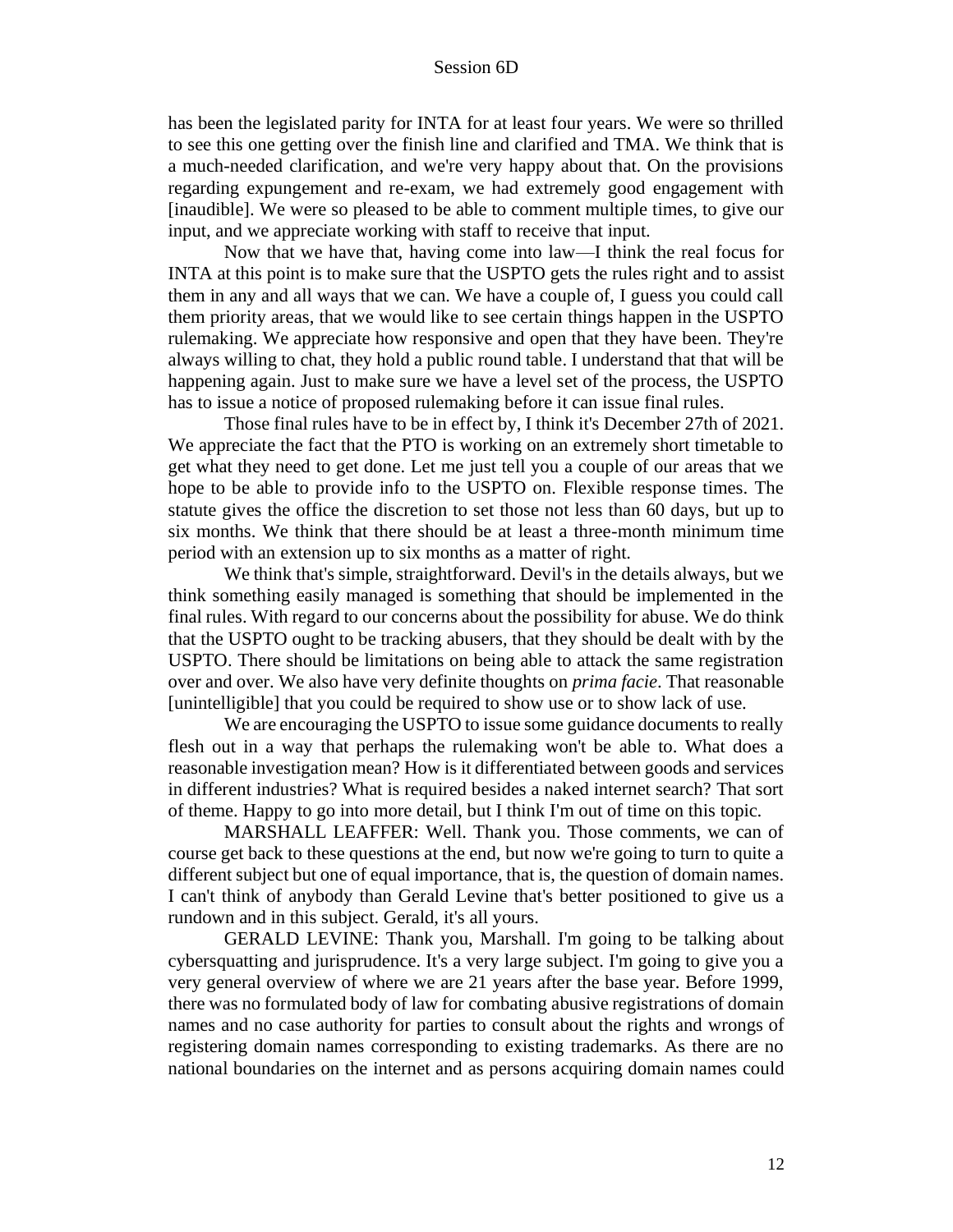has been the legislated parity for INTA for at least four years. We were so thrilled to see this one getting over the finish line and clarified and TMA. We think that is a much-needed clarification, and we're very happy about that. On the provisions regarding expungement and re-exam, we had extremely good engagement with [inaudible]. We were so pleased to be able to comment multiple times, to give our input, and we appreciate working with staff to receive that input.

Now that we have that, having come into law—I think the real focus for INTA at this point is to make sure that the USPTO gets the rules right and to assist them in any and all ways that we can. We have a couple of, I guess you could call them priority areas, that we would like to see certain things happen in the USPTO rulemaking. We appreciate how responsive and open that they have been. They're always willing to chat, they hold a public round table. I understand that that will be happening again. Just to make sure we have a level set of the process, the USPTO has to issue a notice of proposed rulemaking before it can issue final rules.

Those final rules have to be in effect by, I think it's December 27th of 2021. We appreciate the fact that the PTO is working on an extremely short timetable to get what they need to get done. Let me just tell you a couple of our areas that we hope to be able to provide info to the USPTO on. Flexible response times. The statute gives the office the discretion to set those not less than 60 days, but up to six months. We think that there should be at least a three-month minimum time period with an extension up to six months as a matter of right.

We think that's simple, straightforward. Devil's in the details always, but we think something easily managed is something that should be implemented in the final rules. With regard to our concerns about the possibility for abuse. We do think that the USPTO ought to be tracking abusers, that they should be dealt with by the USPTO. There should be limitations on being able to attack the same registration over and over. We also have very definite thoughts on *prima facie*. That reasonable [unintelligible] that you could be required to show use or to show lack of use.

We are encouraging the USPTO to issue some guidance documents to really flesh out in a way that perhaps the rulemaking won't be able to. What does a reasonable investigation mean? How is it differentiated between goods and services in different industries? What is required besides a naked internet search? That sort of theme. Happy to go into more detail, but I think I'm out of time on this topic.

MARSHALL LEAFFER: Well. Thank you. Those comments, we can of course get back to these questions at the end, but now we're going to turn to quite a different subject but one of equal importance, that is, the question of domain names. I can't think of anybody than Gerald Levine that's better positioned to give us a rundown and in this subject. Gerald, it's all yours.

GERALD LEVINE: Thank you, Marshall. I'm going to be talking about cybersquatting and jurisprudence. It's a very large subject. I'm going to give you a very general overview of where we are 21 years after the base year. Before 1999, there was no formulated body of law for combating abusive registrations of domain names and no case authority for parties to consult about the rights and wrongs of registering domain names corresponding to existing trademarks. As there are no national boundaries on the internet and as persons acquiring domain names could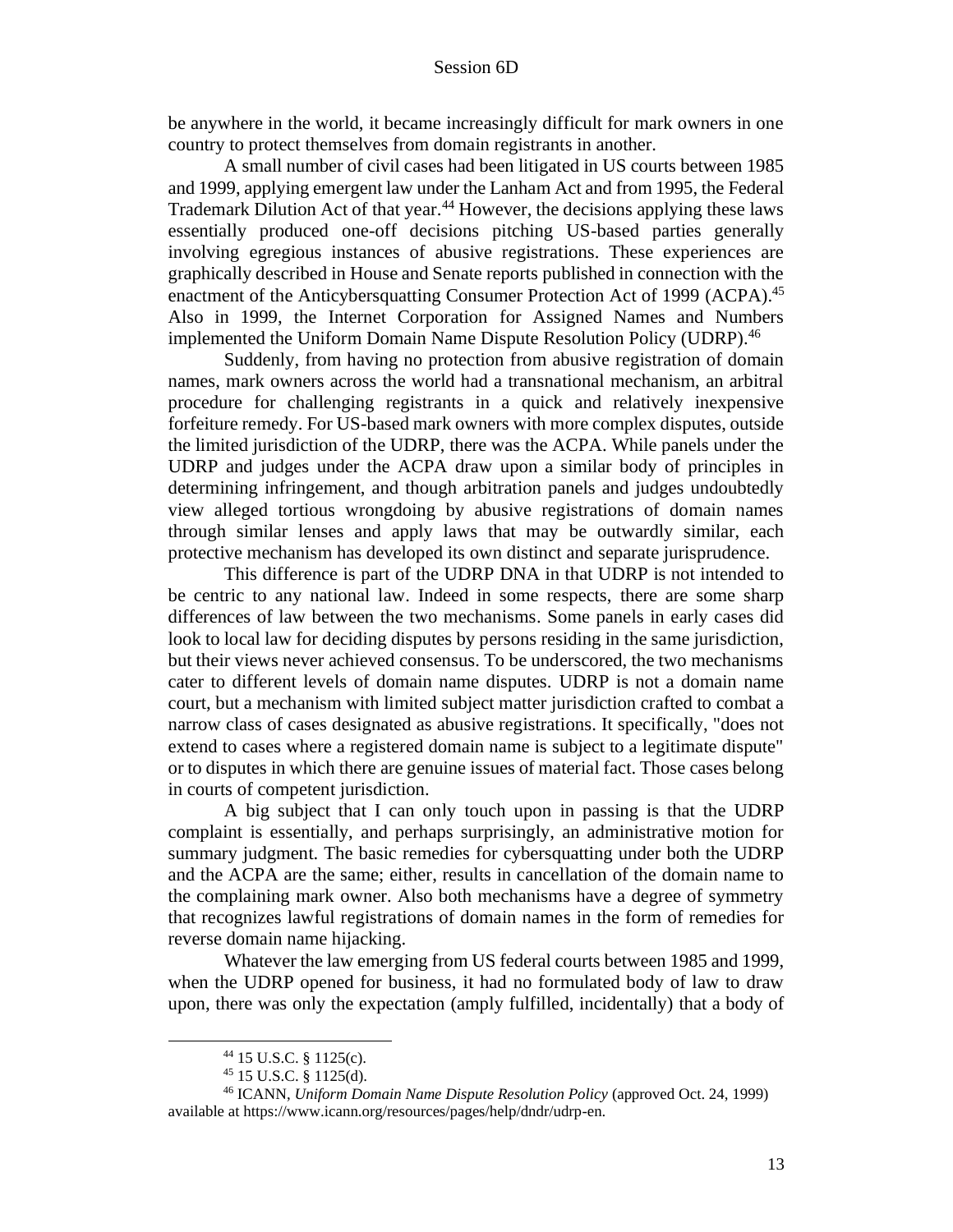be anywhere in the world, it became increasingly difficult for mark owners in one country to protect themselves from domain registrants in another.

A small number of civil cases had been litigated in US courts between 1985 and 1999, applying emergent law under the Lanham Act and from 1995, the Federal Trademark Dilution Act of that year.[44] However, the decisions applying these laws essentially produced one-off decisions pitching US-based parties generally involving egregious instances of abusive registrations. These experiences are graphically described in House and Senate reports published in connection with the enactment of the Anticybersquatting Consumer Protection Act of 1999 (ACPA).[45] Also in 1999, the Internet Corporation for Assigned Names and Numbers implemented the Uniform Domain Name Dispute Resolution Policy (UDRP).[46]

Suddenly, from having no protection from abusive registration of domain names, mark owners across the world had a transnational mechanism, an arbitral procedure for challenging registrants in a quick and relatively inexpensive forfeiture remedy. For US-based mark owners with more complex disputes, outside the limited jurisdiction of the UDRP, there was the ACPA. While panels under the UDRP and judges under the ACPA draw upon a similar body of principles in determining infringement, and though arbitration panels and judges undoubtedly view alleged tortious wrongdoing by abusive registrations of domain names through similar lenses and apply laws that may be outwardly similar, each protective mechanism has developed its own distinct and separate jurisprudence.

This difference is part of the UDRP DNA in that UDRP is not intended to be centric to any national law. Indeed in some respects, there are some sharp differences of law between the two mechanisms. Some panels in early cases did look to local law for deciding disputes by persons residing in the same jurisdiction, but their views never achieved consensus. To be underscored, the two mechanisms cater to different levels of domain name disputes. UDRP is not a domain name court, but a mechanism with limited subject matter jurisdiction crafted to combat a narrow class of cases designated as abusive registrations. It specifically, "does not extend to cases where a registered domain name is subject to a legitimate dispute" or to disputes in which there are genuine issues of material fact. Those cases belong in courts of competent jurisdiction.

A big subject that I can only touch upon in passing is that the UDRP complaint is essentially, and perhaps surprisingly, an administrative motion for summary judgment. The basic remedies for cybersquatting under both the UDRP and the ACPA are the same; either, results in cancellation of the domain name to the complaining mark owner. Also both mechanisms have a degree of symmetry that recognizes lawful registrations of domain names in the form of remedies for reverse domain name hijacking.

Whatever the law emerging from US federal courts between 1985 and 1999, when the UDRP opened for business, it had no formulated body of law to draw upon, there was only the expectation (amply fulfilled, incidentally) that a body of

---

[44] 15 U.S.C. § 1125(c).

[45] 15 U.S.C. § 1125(d).

[46] ICANN, *Uniform Domain Name Dispute Resolution Policy* (approved Oct. 24, 1999) available at https://www.icann.org/resources/pages/help/dndr/udrp-en.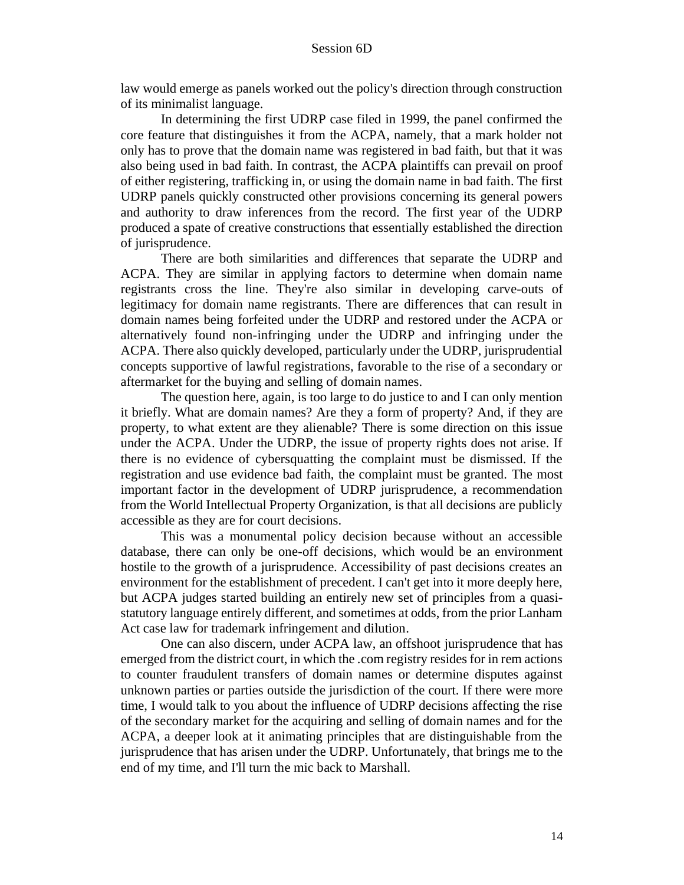law would emerge as panels worked out the policy's direction through construction of its minimalist language.

In determining the first UDRP case filed in 1999, the panel confirmed the core feature that distinguishes it from the ACPA, namely, that a mark holder not only has to prove that the domain name was registered in bad faith, but that it was also being used in bad faith. In contrast, the ACPA plaintiffs can prevail on proof of either registering, trafficking in, or using the domain name in bad faith. The first UDRP panels quickly constructed other provisions concerning its general powers and authority to draw inferences from the record. The first year of the UDRP produced a spate of creative constructions that essentially established the direction of jurisprudence.

There are both similarities and differences that separate the UDRP and ACPA. They are similar in applying factors to determine when domain name registrants cross the line. They're also similar in developing carve-outs of legitimacy for domain name registrants. There are differences that can result in domain names being forfeited under the UDRP and restored under the ACPA or alternatively found non-infringing under the UDRP and infringing under the ACPA. There also quickly developed, particularly under the UDRP, jurisprudential concepts supportive of lawful registrations, favorable to the rise of a secondary or aftermarket for the buying and selling of domain names.

The question here, again, is too large to do justice to and I can only mention it briefly. What are domain names? Are they a form of property? And, if they are property, to what extent are they alienable? There is some direction on this issue under the ACPA. Under the UDRP, the issue of property rights does not arise. If there is no evidence of cybersquatting the complaint must be dismissed. If the registration and use evidence bad faith, the complaint must be granted. The most important factor in the development of UDRP jurisprudence, a recommendation from the World Intellectual Property Organization, is that all decisions are publicly accessible as they are for court decisions.

This was a monumental policy decision because without an accessible database, there can only be one-off decisions, which would be an environment hostile to the growth of a jurisprudence. Accessibility of past decisions creates an environment for the establishment of precedent. I can't get into it more deeply here, but ACPA judges started building an entirely new set of principles from a quasi-statutory language entirely different, and sometimes at odds, from the prior Lanham Act case law for trademark infringement and dilution.

One can also discern, under ACPA law, an offshoot jurisprudence that has emerged from the district court, in which the .com registry resides for in rem actions to counter fraudulent transfers of domain names or determine disputes against unknown parties or parties outside the jurisdiction of the court. If there were more time, I would talk to you about the influence of UDRP decisions affecting the rise of the secondary market for the acquiring and selling of domain names and for the ACPA, a deeper look at it animating principles that are distinguishable from the jurisprudence that has arisen under the UDRP. Unfortunately, that brings me to the end of my time, and I'll turn the mic back to Marshall.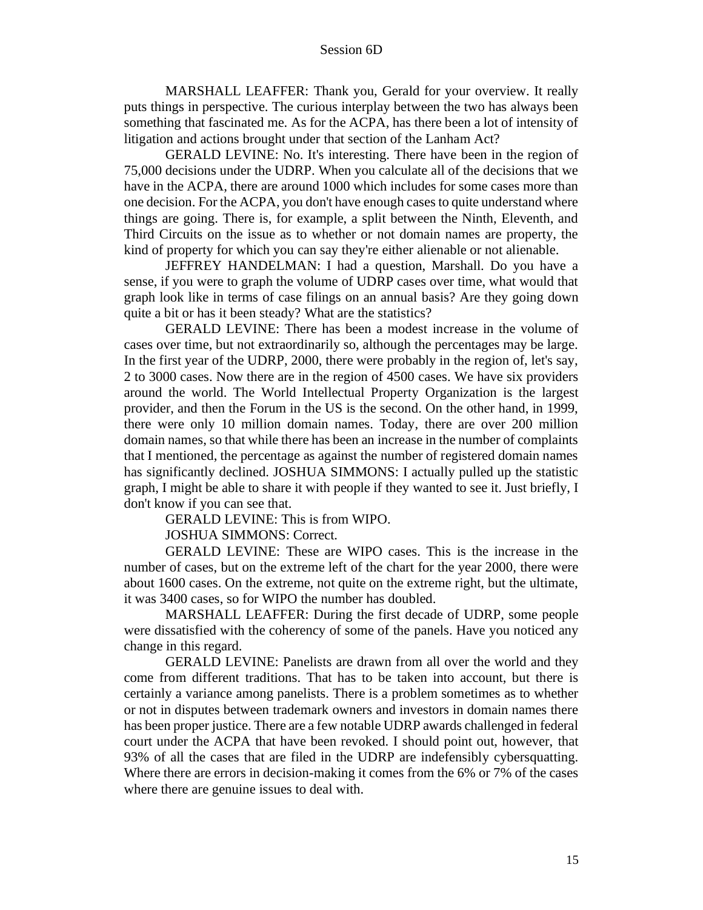MARSHALL LEAFFER: Thank you, Gerald for your overview. It really puts things in perspective. The curious interplay between the two has always been something that fascinated me. As for the ACPA, has there been a lot of intensity of litigation and actions brought under that section of the Lanham Act?

GERALD LEVINE: No. It's interesting. There have been in the region of 75,000 decisions under the UDRP. When you calculate all of the decisions that we have in the ACPA, there are around 1000 which includes for some cases more than one decision. For the ACPA, you don't have enough cases to quite understand where things are going. There is, for example, a split between the Ninth, Eleventh, and Third Circuits on the issue as to whether or not domain names are property, the kind of property for which you can say they're either alienable or not alienable.

JEFFREY HANDELMAN: I had a question, Marshall. Do you have a sense, if you were to graph the volume of UDRP cases over time, what would that graph look like in terms of case filings on an annual basis? Are they going down quite a bit or has it been steady? What are the statistics?

GERALD LEVINE: There has been a modest increase in the volume of cases over time, but not extraordinarily so, although the percentages may be large. In the first year of the UDRP, 2000, there were probably in the region of, let's say, 2 to 3000 cases. Now there are in the region of 4500 cases. We have six providers around the world. The World Intellectual Property Organization is the largest provider, and then the Forum in the US is the second. On the other hand, in 1999, there were only 10 million domain names. Today, there are over 200 million domain names, so that while there has been an increase in the number of complaints that I mentioned, the percentage as against the number of registered domain names has significantly declined. JOSHUA SIMMONS: I actually pulled up the statistic graph, I might be able to share it with people if they wanted to see it. Just briefly, I don't know if you can see that.

GERALD LEVINE: This is from WIPO.

JOSHUA SIMMONS: Correct.

GERALD LEVINE: These are WIPO cases. This is the increase in the number of cases, but on the extreme left of the chart for the year 2000, there were about 1600 cases. On the extreme, not quite on the extreme right, but the ultimate, it was 3400 cases, so for WIPO the number has doubled.

MARSHALL LEAFFER: During the first decade of UDRP, some people were dissatisfied with the coherency of some of the panels. Have you noticed any change in this regard.

GERALD LEVINE: Panelists are drawn from all over the world and they come from different traditions. That has to be taken into account, but there is certainly a variance among panelists. There is a problem sometimes as to whether or not in disputes between trademark owners and investors in domain names there has been proper justice. There are a few notable UDRP awards challenged in federal court under the ACPA that have been revoked. I should point out, however, that 93% of all the cases that are filed in the UDRP are indefensibly cybersquatting. Where there are errors in decision-making it comes from the 6% or 7% of the cases where there are genuine issues to deal with.